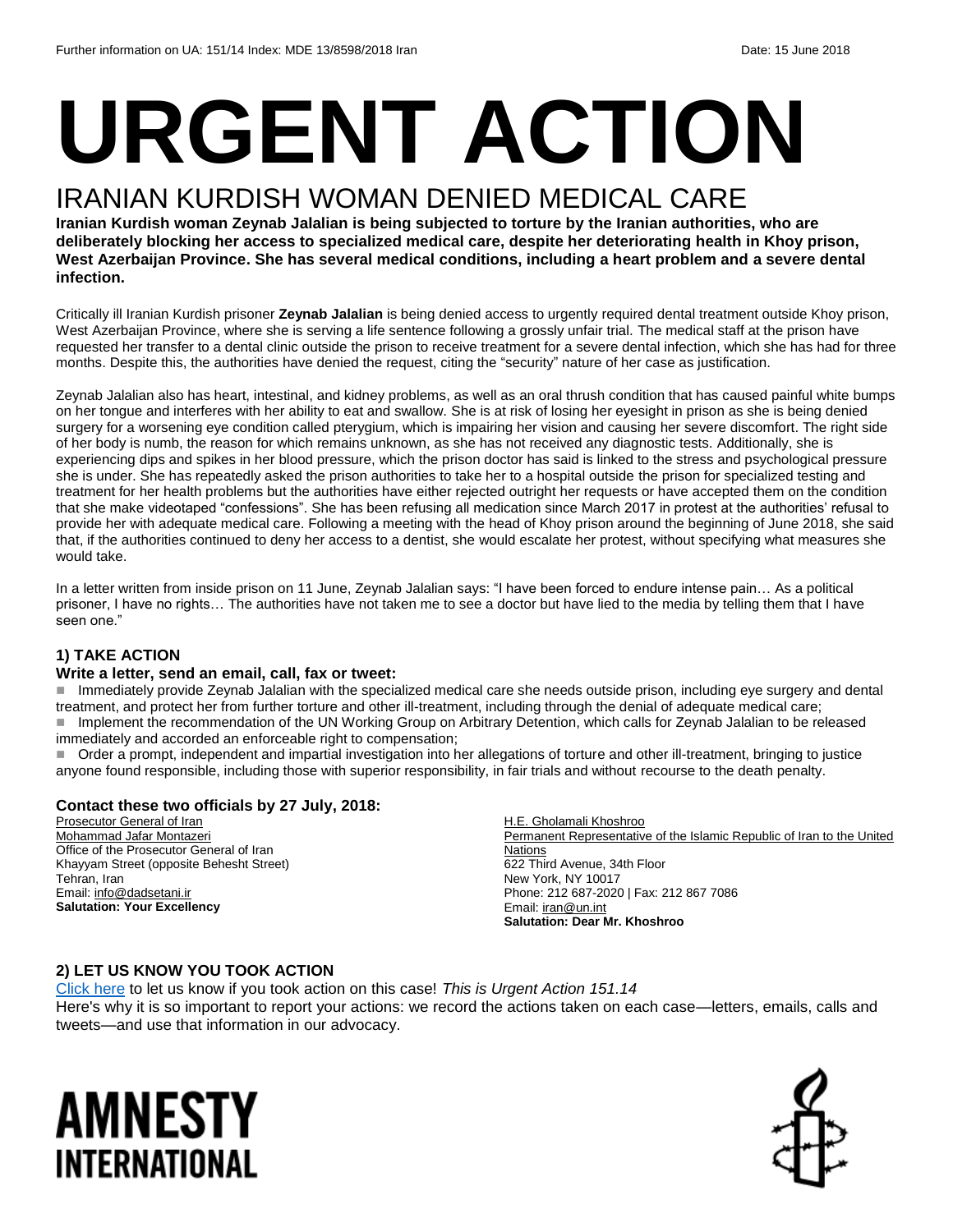Further information on UA: 151/14 Index: MDE 13/8598/2018 Iran Date: 15 June 2018

# URGENT ACTION

## IRANIAN KURDISH WOMAN DENIED MEDICAL CARE

**Iranian Kurdish woman Zeynab Jalalian is being subjected to torture by the Iranian authorities, who are deliberately blocking her access to specialized medical care, despite her deteriorating health in Khoy prison, West Azerbaijan Province. She has several medical conditions, including a heart problem and a severe dental infection.**

Critically ill Iranian Kurdish prisoner **Zeynab Jalalian** is being denied access to urgently required dental treatment outside Khoy prison, West Azerbaijan Province, where she is serving a life sentence following a grossly unfair trial. The medical staff at the prison have requested her transfer to a dental clinic outside the prison to receive treatment for a severe dental infection, which she has had for three months. Despite this, the authorities have denied the request, citing the "security" nature of her case as justification.

Zeynab Jalalian also has heart, intestinal, and kidney problems, as well as an oral thrush condition that has caused painful white bumps on her tongue and interferes with her ability to eat and swallow. She is at risk of losing her eyesight in prison as she is being denied surgery for a worsening eye condition called pterygium, which is impairing her vision and causing her severe discomfort. The right side of her body is numb, the reason for which remains unknown, as she has not received any diagnostic tests. Additionally, she is experiencing dips and spikes in her blood pressure, which the prison doctor has said is linked to the stress and psychological pressure she is under. She has repeatedly asked the prison authorities to take her to a hospital outside the prison for specialized testing and treatment for her health problems but the authorities have either rejected outright her requests or have accepted them on the condition that she make videotaped "confessions". She has been refusing all medication since March 2017 in protest at the authorities' refusal to provide her with adequate medical care. Following a meeting with the head of Khoy prison around the beginning of June 2018, she said that, if the authorities continued to deny her access to a dentist, she would escalate her protest, without specifying what measures she would take.

In a letter written from inside prison on 11 June, Zeynab Jalalian says: "I have been forced to endure intense pain… As a political prisoner, I have no rights… The authorities have not taken me to see a doctor but have lied to the media by telling them that I have seen one."

### 1) TAKE ACTION

**Write a letter, send an email, call, fax or tweet:**

- Immediately provide Zeynab Jalalian with the specialized medical care she needs outside prison, including eye surgery and dental treatment, and protect her from further torture and other ill-treatment, including through the denial of adequate medical care;
- Implement the recommendation of the UN Working Group on Arbitrary Detention, which calls for Zeynab Jalalian to be released immediately and accorded an enforceable right to compensation;
- Order a prompt, independent and impartial investigation into her allegations of torture and other ill-treatment, bringing to justice anyone found responsible, including those with superior responsibility, in fair trials and without recourse to the death penalty.

**Contact these two officials by 27 July, 2018:**

Prosecutor General of Iran
Mohammad Jafar Montazeri
Office of the Prosecutor General of Iran
Khayyam Street (opposite Behesht Street)
Tehran, Iran
Email: info@dadsetani.ir
**Salutation: Your Excellency**

H.E. Gholamali Khoshroo
Permanent Representative of the Islamic Republic of Iran to the United Nations
622 Third Avenue, 34th Floor
New York, NY 10017
Phone: 212 687-2020 | Fax: 212 867 7086
Email: iran@un.int
**Salutation: Dear Mr. Khoshroo**

### 2) LET US KNOW YOU TOOK ACTION

Click here to let us know if you took action on this case! *This is Urgent Action 151.14*
Here's why it is so important to report your actions: we record the actions taken on each case—letters, emails, calls and tweets—and use that information in our advocacy.

AMNESTY INTERNATIONAL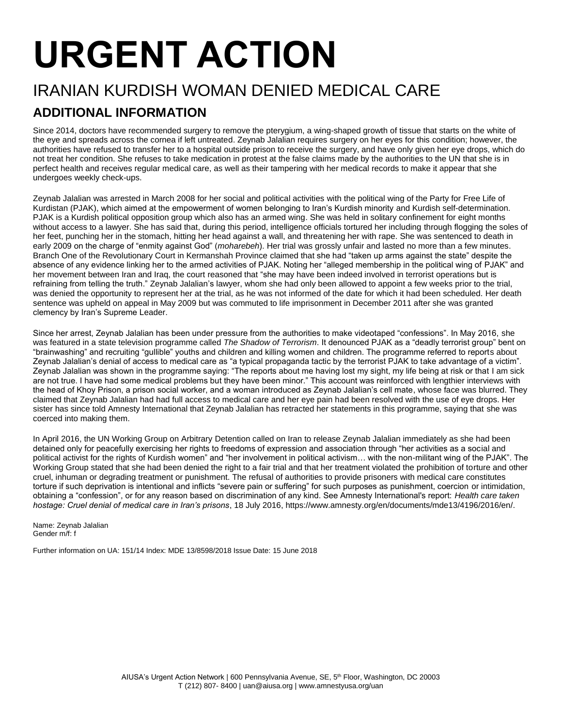# URGENT ACTION

## IRANIAN KURDISH WOMAN DENIED MEDICAL CARE

### ADDITIONAL INFORMATION

Since 2014, doctors have recommended surgery to remove the pterygium, a wing-shaped growth of tissue that starts on the white of the eye and spreads across the cornea if left untreated. Zeynab Jalalian requires surgery on her eyes for this condition; however, the authorities have refused to transfer her to a hospital outside prison to receive the surgery, and have only given her eye drops, which do not treat her condition. She refuses to take medication in protest at the false claims made by the authorities to the UN that she is in perfect health and receives regular medical care, as well as their tampering with her medical records to make it appear that she undergoes weekly check-ups.

Zeynab Jalalian was arrested in March 2008 for her social and political activities with the political wing of the Party for Free Life of Kurdistan (PJAK), which aimed at the empowerment of women belonging to Iran's Kurdish minority and Kurdish self-determination. PJAK is a Kurdish political opposition group which also has an armed wing. She was held in solitary confinement for eight months without access to a lawyer. She has said that, during this period, intelligence officials tortured her including through flogging the soles of her feet, punching her in the stomach, hitting her head against a wall, and threatening her with rape. She was sentenced to death in early 2009 on the charge of "enmity against God" (*moharebeh*). Her trial was grossly unfair and lasted no more than a few minutes. Branch One of the Revolutionary Court in Kermanshah Province claimed that she had "taken up arms against the state" despite the absence of any evidence linking her to the armed activities of PJAK. Noting her "alleged membership in the political wing of PJAK" and her movement between Iran and Iraq, the court reasoned that "she may have been indeed involved in terrorist operations but is refraining from telling the truth." Zeynab Jalalian's lawyer, whom she had only been allowed to appoint a few weeks prior to the trial, was denied the opportunity to represent her at the trial, as he was not informed of the date for which it had been scheduled. Her death sentence was upheld on appeal in May 2009 but was commuted to life imprisonment in December 2011 after she was granted clemency by Iran's Supreme Leader.

Since her arrest, Zeynab Jalalian has been under pressure from the authorities to make videotaped "confessions". In May 2016, she was featured in a state television programme called *The Shadow of Terrorism*. It denounced PJAK as a "deadly terrorist group" bent on "brainwashing" and recruiting "gullible" youths and children and killing women and children. The programme referred to reports about Zeynab Jalalian's denial of access to medical care as "a typical propaganda tactic by the terrorist PJAK to take advantage of a victim". Zeynab Jalalian was shown in the programme saying: "The reports about me having lost my sight, my life being at risk or that I am sick are not true. I have had some medical problems but they have been minor." This account was reinforced with lengthier interviews with the head of Khoy Prison, a prison social worker, and a woman introduced as Zeynab Jalalian's cell mate, whose face was blurred. They claimed that Zeynab Jalalian had had full access to medical care and her eye pain had been resolved with the use of eye drops. Her sister has since told Amnesty International that Zeynab Jalalian has retracted her statements in this programme, saying that she was coerced into making them.

In April 2016, the UN Working Group on Arbitrary Detention called on Iran to release Zeynab Jalalian immediately as she had been detained only for peacefully exercising her rights to freedoms of expression and association through "her activities as a social and political activist for the rights of Kurdish women" and "her involvement in political activism… with the non-militant wing of the PJAK". The Working Group stated that she had been denied the right to a fair trial and that her treatment violated the prohibition of torture and other cruel, inhuman or degrading treatment or punishment. The refusal of authorities to provide prisoners with medical care constitutes torture if such deprivation is intentional and inflicts "severe pain or suffering" for such purposes as punishment, coercion or intimidation, obtaining a "confession", or for any reason based on discrimination of any kind. See Amnesty International's report: *Health care taken hostage: Cruel denial of medical care in Iran's prisons*, 18 July 2016, https://www.amnesty.org/en/documents/mde13/4196/2016/en/.

Name: Zeynab Jalalian
Gender m/f: f

Further information on UA: 151/14 Index: MDE 13/8598/2018 Issue Date: 15 June 2018

AIUSA's Urgent Action Network | 600 Pennsylvania Avenue, SE, 5th Floor, Washington, DC 20003
T (212) 807- 8400 | uan@aiusa.org | www.amnestyusa.org/uan